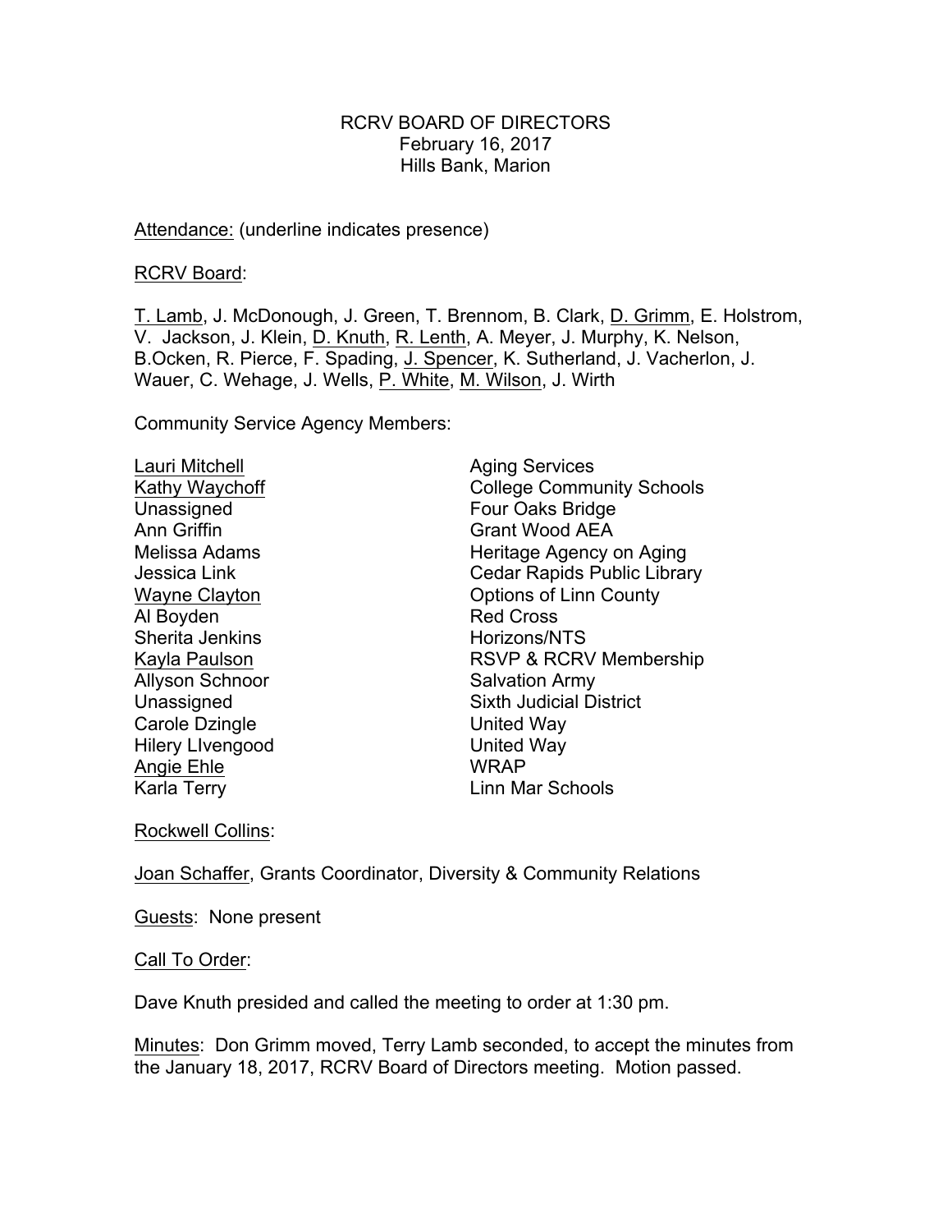RCRV BOARD OF DIRECTORS
February 16, 2017
Hills Bank, Marion

<u>Attendance:</u> (underline indicates presence)

<u>RCRV Board</u>:

<u>T. Lamb</u>, J. McDonough, J. Green, T. Brennom, B. Clark, <u>D. Grimm</u>, E. Holstrom, V. Jackson, J. Klein, <u>D. Knuth</u>, <u>R. Lenth</u>, A. Meyer, J. Murphy, K. Nelson, B.Ocken, R. Pierce, F. Spading, <u>J. Spencer</u>, K. Sutherland, J. Vacherlon, J. Wauer, C. Wehage, J. Wells, <u>P. White</u>, <u>M. Wilson</u>, J. Wirth

Community Service Agency Members:

| | |
|---|---|
| <u>Lauri Mitchell</u> | Aging Services |
| <u>Kathy Waychoff</u> | College Community Schools |
| Unassigned | Four Oaks Bridge |
| Ann Griffin | Grant Wood AEA |
| Melissa Adams | Heritage Agency on Aging |
| Jessica Link | Cedar Rapids Public Library |
| <u>Wayne Clayton</u> | Options of Linn County |
| Al Boyden | Red Cross |
| Sherita Jenkins | Horizons/NTS |
| <u>Kayla Paulson</u> | RSVP & RCRV Membership |
| Allyson Schnoor | Salvation Army |
| Unassigned | Sixth Judicial District |
| Carole Dzingle | United Way |
| Hilery LIvengood | United Way |
| <u>Angie Ehle</u> | WRAP |
| Karla Terry | Linn Mar Schools |

<u>Rockwell Collins</u>:

<u>Joan Schaffer</u>, Grants Coordinator, Diversity & Community Relations

<u>Guests</u>: None present

<u>Call To Order</u>:

Dave Knuth presided and called the meeting to order at 1:30 pm.

<u>Minutes</u>: Don Grimm moved, Terry Lamb seconded, to accept the minutes from the January 18, 2017, RCRV Board of Directors meeting. Motion passed.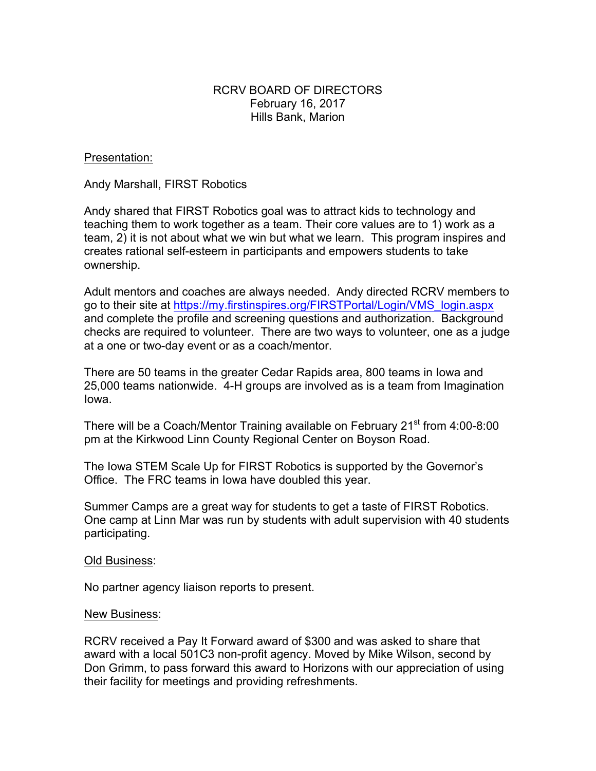RCRV BOARD OF DIRECTORS
February 16, 2017
Hills Bank, Marion

Presentation:

Andy Marshall, FIRST Robotics

Andy shared that FIRST Robotics goal was to attract kids to technology and teaching them to work together as a team. Their core values are to 1) work as a team, 2) it is not about what we win but what we learn. This program inspires and creates rational self-esteem in participants and empowers students to take ownership.

Adult mentors and coaches are always needed. Andy directed RCRV members to go to their site at https://my.firstinspires.org/FIRSTPortal/Login/VMS_login.aspx and complete the profile and screening questions and authorization. Background checks are required to volunteer. There are two ways to volunteer, one as a judge at a one or two-day event or as a coach/mentor.

There are 50 teams in the greater Cedar Rapids area, 800 teams in Iowa and 25,000 teams nationwide. 4-H groups are involved as is a team from Imagination Iowa.

There will be a Coach/Mentor Training available on February 21st from 4:00-8:00 pm at the Kirkwood Linn County Regional Center on Boyson Road.

The Iowa STEM Scale Up for FIRST Robotics is supported by the Governor's Office. The FRC teams in Iowa have doubled this year.

Summer Camps are a great way for students to get a taste of FIRST Robotics. One camp at Linn Mar was run by students with adult supervision with 40 students participating.

Old Business:

No partner agency liaison reports to present.

New Business:

RCRV received a Pay It Forward award of $300 and was asked to share that award with a local 501C3 non-profit agency. Moved by Mike Wilson, second by Don Grimm, to pass forward this award to Horizons with our appreciation of using their facility for meetings and providing refreshments.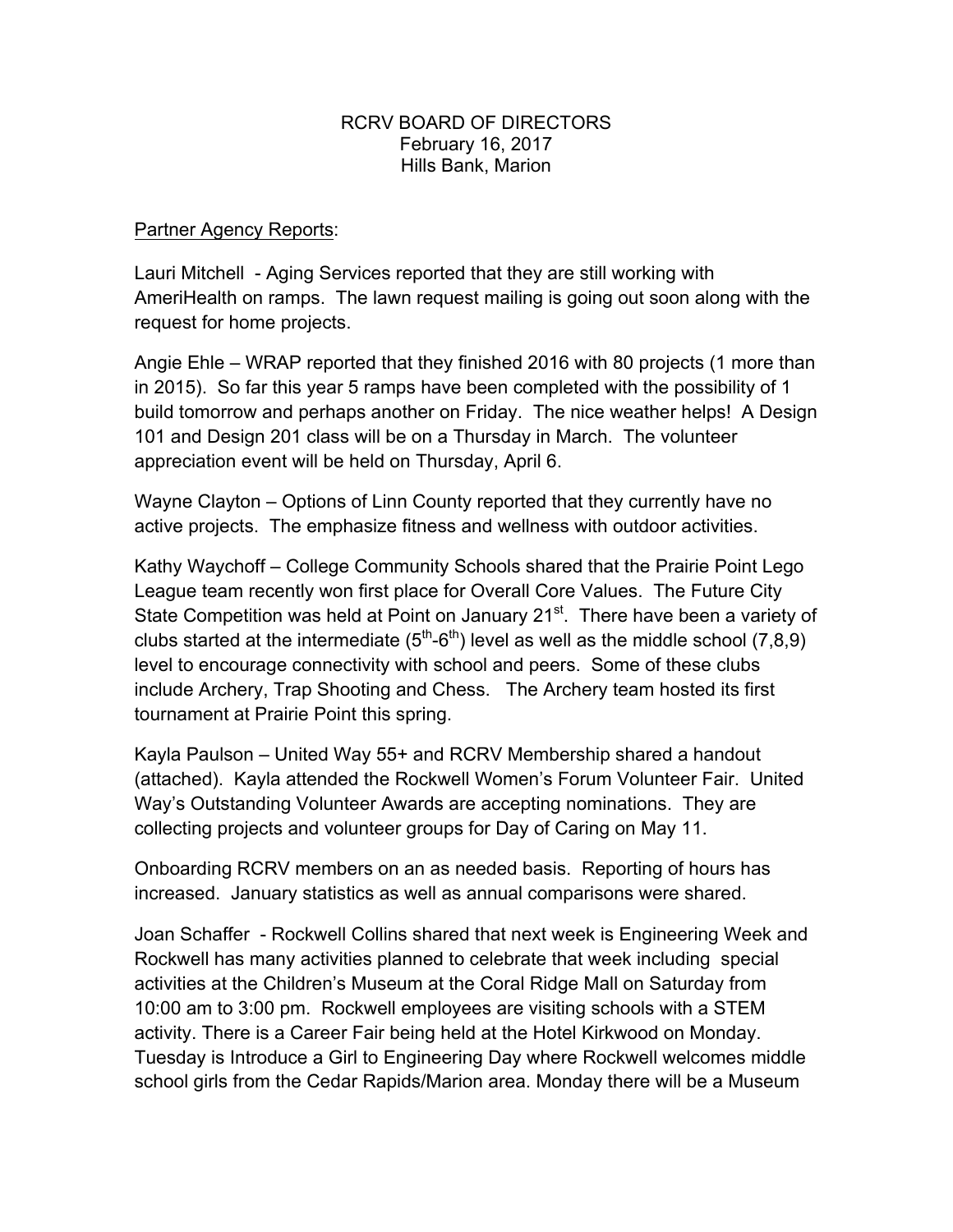RCRV BOARD OF DIRECTORS
February 16, 2017
Hills Bank, Marion

Partner Agency Reports:

Lauri Mitchell - Aging Services reported that they are still working with AmeriHealth on ramps. The lawn request mailing is going out soon along with the request for home projects.

Angie Ehle – WRAP reported that they finished 2016 with 80 projects (1 more than in 2015). So far this year 5 ramps have been completed with the possibility of 1 build tomorrow and perhaps another on Friday. The nice weather helps! A Design 101 and Design 201 class will be on a Thursday in March. The volunteer appreciation event will be held on Thursday, April 6.

Wayne Clayton – Options of Linn County reported that they currently have no active projects. The emphasize fitness and wellness with outdoor activities.

Kathy Waychoff – College Community Schools shared that the Prairie Point Lego League team recently won first place for Overall Core Values. The Future City State Competition was held at Point on January 21st. There have been a variety of clubs started at the intermediate (5th-6th) level as well as the middle school (7,8,9) level to encourage connectivity with school and peers. Some of these clubs include Archery, Trap Shooting and Chess. The Archery team hosted its first tournament at Prairie Point this spring.

Kayla Paulson – United Way 55+ and RCRV Membership shared a handout (attached). Kayla attended the Rockwell Women's Forum Volunteer Fair. United Way's Outstanding Volunteer Awards are accepting nominations. They are collecting projects and volunteer groups for Day of Caring on May 11.

Onboarding RCRV members on an as needed basis. Reporting of hours has increased. January statistics as well as annual comparisons were shared.

Joan Schaffer - Rockwell Collins shared that next week is Engineering Week and Rockwell has many activities planned to celebrate that week including special activities at the Children's Museum at the Coral Ridge Mall on Saturday from 10:00 am to 3:00 pm. Rockwell employees are visiting schools with a STEM activity. There is a Career Fair being held at the Hotel Kirkwood on Monday. Tuesday is Introduce a Girl to Engineering Day where Rockwell welcomes middle school girls from the Cedar Rapids/Marion area. Monday there will be a Museum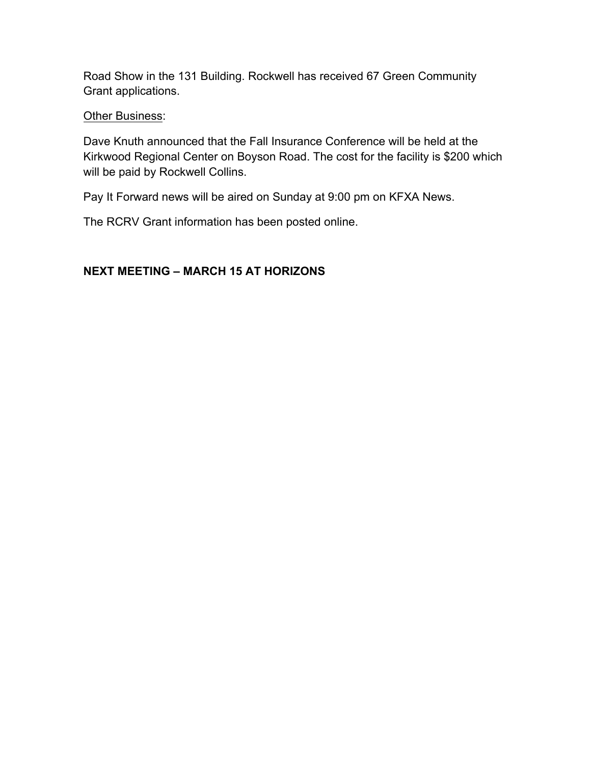Road Show in the 131 Building. Rockwell has received 67 Green Community Grant applications.

<u>Other Business</u>:

Dave Knuth announced that the Fall Insurance Conference will be held at the Kirkwood Regional Center on Boyson Road. The cost for the facility is $200 which will be paid by Rockwell Collins.

Pay It Forward news will be aired on Sunday at 9:00 pm on KFXA News.

The RCRV Grant information has been posted online.

**NEXT MEETING – MARCH 15 AT HORIZONS**